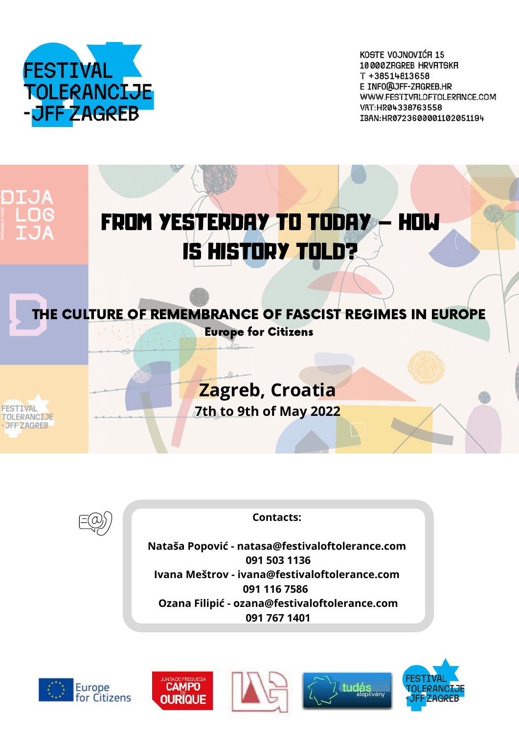FESTIVAL TOLERANCIJE -JFF ZAGREB

KOSTE VOJNOVIĆA 15
10 000 ZAGREB HRVATSKA
T +38514813658
E INFO@JFF-ZAGREB.HR
WWW.FESTIVALOFTOLERANCE.COM
VAT:HR04338763558
IBAN:HR0723600001102051194

# FROM YESTERDAY TO TODAY – HOW IS HISTORY TOLD?

## THE CULTURE OF REMEMBRANCE OF FASCIST REGIMES IN EUROPE

**Europe for Citizens**

## Zagreb, Croatia

**7th to 9th of May 2022**

**Contacts:**

**Nataša Popović - natasa@festivaloftolerance.com**
**091 503 1136**
**Ivana Meštrov - ivana@festivaloftolerance.com**
**091 116 7586**
**Ozana Filipić - ozana@festivaloftolerance.com**
**091 767 1401**

Europe for Citizens — Junta de Freguesia Campo de Ourique — tudás alapítvány — Festival Tolerancije -JFF Zagreb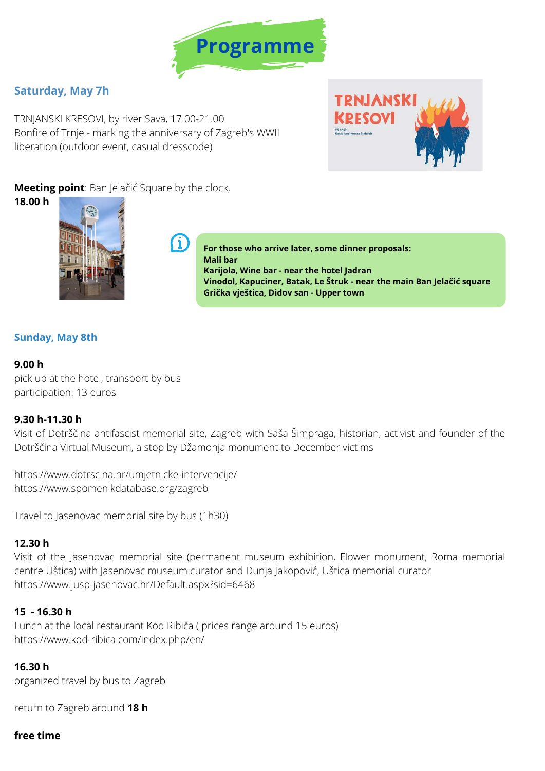# Programme

## Saturday, May 7h

TRNJANSKI KRESOVI, by river Sava, 17.00-21.00
Bonfire of Trnje - marking the anniversary of Zagreb's WWII liberation (outdoor event, casual dresscode)

**Meeting point**: Ban Jelačić Square by the clock,
**18.00 h**

**For those who arrive later, some dinner proposals:**
**Mali bar**
**Karijola, Wine bar - near the hotel Jadran**
**Vinodol, Kapuciner, Batak, Le Štruk - near the main Ban Jelačić square**
**Grička vještica, Didov san - Upper town**

## Sunday, May 8th

**9.00 h**
pick up at the hotel, transport by bus
participation: 13 euros

**9.30 h-11.30 h**
Visit of Dotrščina antifascist memorial site, Zagreb with Saša Šimpraga, historian, activist and founder of the Dotrščina Virtual Museum, a stop by Džamonja monument to December victims

https://www.dotrscina.hr/umjetnicke-intervencije/
https://www.spomenikdatabase.org/zagreb

Travel to Jasenovac memorial site by bus (1h30)

**12.30 h**
Visit of the Jasenovac memorial site (permanent museum exhibition, Flower monument, Roma memorial centre Uštica) with Jasenovac museum curator and Dunja Jakopović, Uštica memorial curator
https://www.jusp-jasenovac.hr/Default.aspx?sid=6468

**15 - 16.30 h**
Lunch at the local restaurant Kod Ribiča ( prices range around 15 euros)
https://www.kod-ribica.com/index.php/en/

**16.30 h**
organized travel by bus to Zagreb

return to Zagreb around **18 h**

**free time**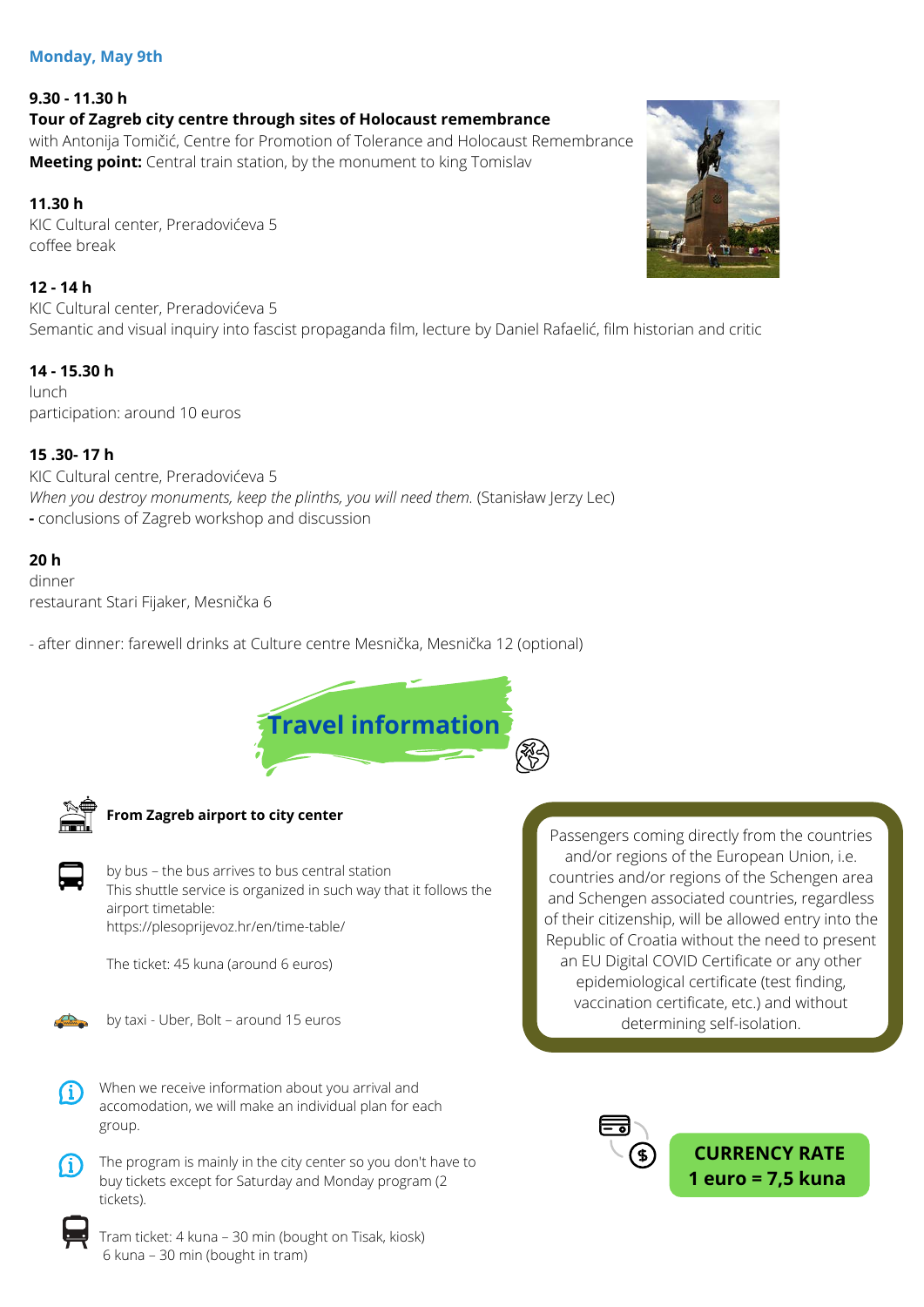**Monday, May 9th**

**9.30 - 11.30 h**
**Tour of Zagreb city centre through sites of Holocaust remembrance**
with Antonija Tomičić, Centre for Promotion of Tolerance and Holocaust Remembrance
**Meeting point:** Central train station, by the monument to king Tomislav

**11.30 h**
KIC Cultural center, Preradovićeva 5
coffee break

**12 - 14 h**
KIC Cultural center, Preradovićeva 5
Semantic and visual inquiry into fascist propaganda film, lecture by Daniel Rafaelić, film historian and critic

**14 - 15.30 h**
lunch
participation: around 10 euros

**15 .30- 17 h**
KIC Cultural centre, Preradovićeva 5
*When you destroy monuments, keep the plinths, you will need them.* (Stanisław Jerzy Lec)
**-** conclusions of Zagreb workshop and discussion

**20 h**
dinner
restaurant Stari Fijaker, Mesnička 6

- after dinner: farewell drinks at Culture centre Mesnička, Mesnička 12 (optional)

## Travel information

**From Zagreb airport to city center**

by bus – the bus arrives to bus central station
This shuttle service is organized in such way that it follows the airport timetable:
https://plesoprijevoz.hr/en/time-table/

The ticket: 45 kuna (around 6 euros)

by taxi - Uber, Bolt – around 15 euros

When we receive information about you arrival and accomodation, we will make an individual plan for each group.

The program is mainly in the city center so you don't have to buy tickets except for Saturday and Monday program (2 tickets).

Tram ticket: 4 kuna – 30 min (bought on Tisak, kiosk)
6 kuna – 30 min (bought in tram)

Passengers coming directly from the countries and/or regions of the European Union, i.e. countries and/or regions of the Schengen area and Schengen associated countries, regardless of their citizenship, will be allowed entry into the Republic of Croatia without the need to present an EU Digital COVID Certificate or any other epidemiological certificate (test finding, vaccination certificate, etc.) and without determining self-isolation.

**CURRENCY RATE**
**1 euro = 7,5 kuna**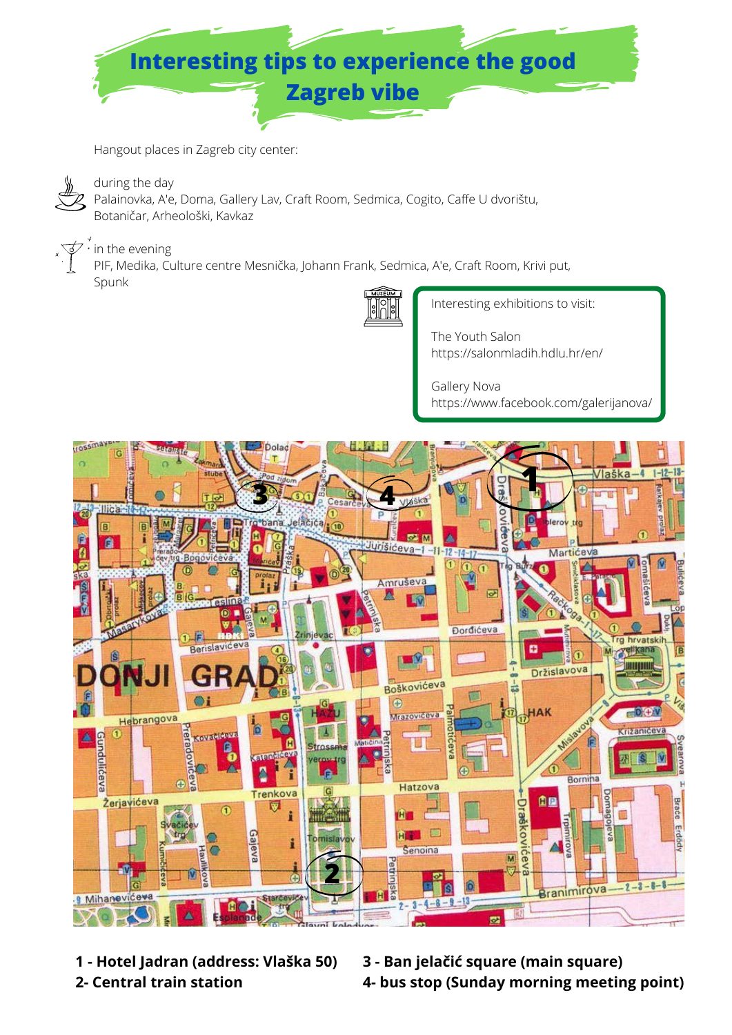# Interesting tips to experience the good Zagreb vibe

Hangout places in Zagreb city center:

during the day
Palainovka, A'e, Doma, Gallery Lav, Craft Room, Sedmica, Cogito, Caffe U dvorištu, Botaničar, Arheološki, Kavkaz

in the evening
PIF, Medika, Culture centre Mesnička, Johann Frank, Sedmica, A'e, Craft Room, Krivi put, Spunk

Interesting exhibitions to visit:

The Youth Salon
https://salonmladih.hdlu.hr/en/

Gallery Nova
https://www.facebook.com/galerijanova/

**1 - Hotel Jadran (address: Vlaška 50)**
**2- Central train station**
**3 - Ban jelačić square (main square)**
**4- bus stop (Sunday morning meeting point)**